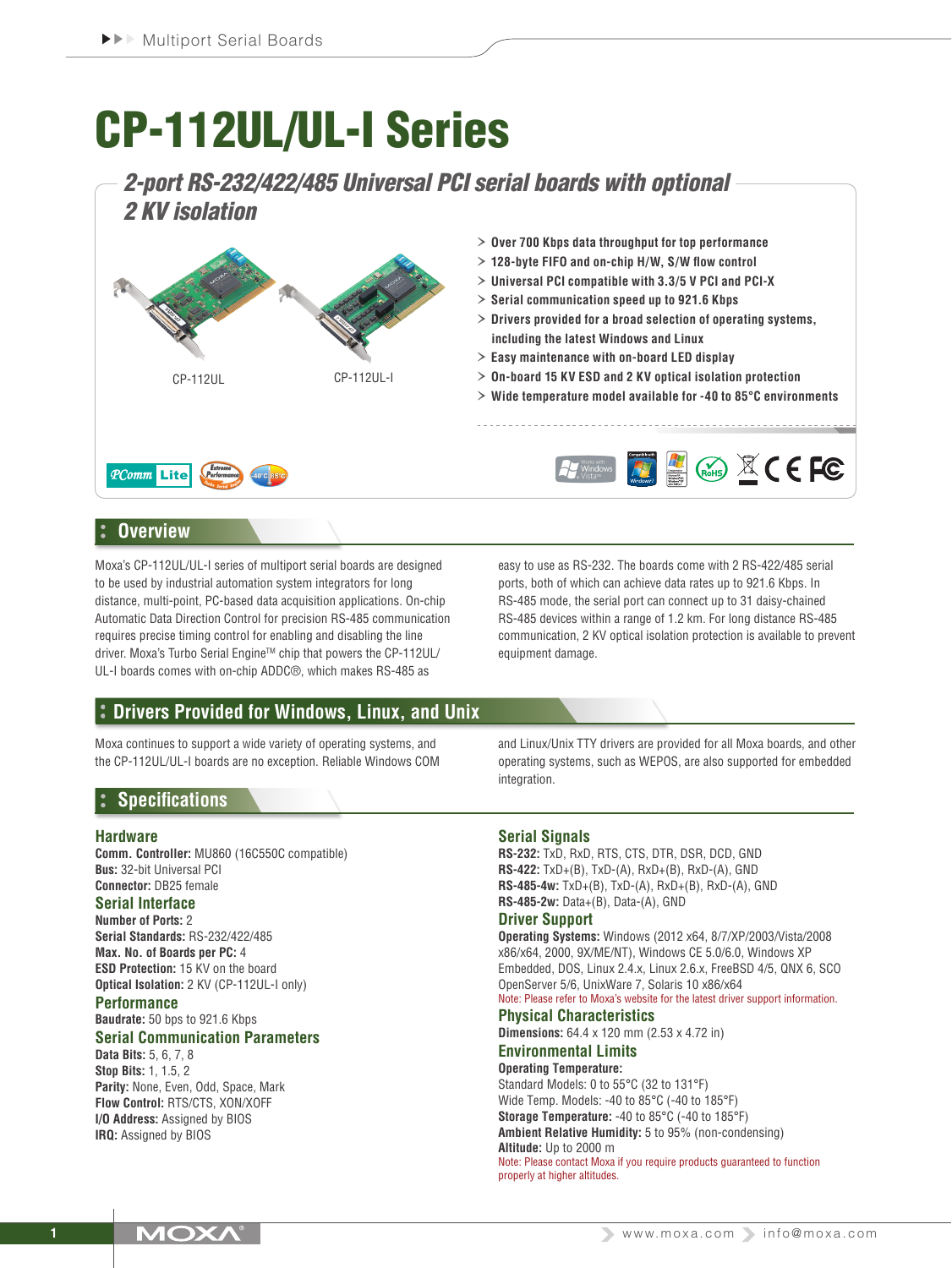# CP-112UL/UL-I Series

## *2-port RS-232/422/485 Universal PCI serial boards with optional 2 KV isolation*

CP-112UL CP-112UL-I

- Over 700 Kbps data throughput for top performance
- 128-byte FIFO and on-chip H/W, S/W flow control
- Universal PCI compatible with 3.3/5 V PCI and PCI-X
- Serial communication speed up to 921.6 Kbps
- Drivers provided for a broad selection of operating systems, including the latest Windows and Linux
- Easy maintenance with on-board LED display
- On-board 15 KV ESD and 2 KV optical isolation protection
- Wide temperature model available for -40 to 85°C environments

## Overview

Moxa's CP-112UL/UL-I series of multiport serial boards are designed to be used by industrial automation system integrators for long distance, multi-point, PC-based data acquisition applications. On-chip Automatic Data Direction Control for precision RS-485 communication requires precise timing control for enabling and disabling the line driver. Moxa's Turbo Serial Engine™ chip that powers the CP-112UL/UL-I boards comes with on-chip ADDC®, which makes RS-485 as easy to use as RS-232. The boards come with 2 RS-422/485 serial ports, both of which can achieve data rates up to 921.6 Kbps. In RS-485 mode, the serial port can connect up to 31 daisy-chained RS-485 devices within a range of 1.2 km. For long distance RS-485 communication, 2 KV optical isolation protection is available to prevent equipment damage.

## Drivers Provided for Windows, Linux, and Unix

Moxa continues to support a wide variety of operating systems, and the CP-112UL/UL-I boards are no exception. Reliable Windows COM and Linux/Unix TTY drivers are provided for all Moxa boards, and other operating systems, such as WEPOS, are also supported for embedded integration.

## Specifications

### Hardware

**Comm. Controller:** MU860 (16C550C compatible)
**Bus:** 32-bit Universal PCI
**Connector:** DB25 female

### Serial Interface

**Number of Ports:** 2
**Serial Standards:** RS-232/422/485
**Max. No. of Boards per PC:** 4
**ESD Protection:** 15 KV on the board
**Optical Isolation:** 2 KV (CP-112UL-I only)

### Performance

**Baudrate:** 50 bps to 921.6 Kbps

### Serial Communication Parameters

**Data Bits:** 5, 6, 7, 8
**Stop Bits:** 1, 1.5, 2
**Parity:** None, Even, Odd, Space, Mark
**Flow Control:** RTS/CTS, XON/XOFF
**I/O Address:** Assigned by BIOS
**IRQ:** Assigned by BIOS

### Serial Signals

**RS-232:** TxD, RxD, RTS, CTS, DTR, DSR, DCD, GND
**RS-422:** TxD+(B), TxD-(A), RxD+(B), RxD-(A), GND
**RS-485-4w:** TxD+(B), TxD-(A), RxD+(B), RxD-(A), GND
**RS-485-2w:** Data+(B), Data-(A), GND

### Driver Support

**Operating Systems:** Windows (2012 x64, 8/7/XP/2003/Vista/2008 x86/x64, 2000, 9X/ME/NT), Windows CE 5.0/6.0, Windows XP Embedded, DOS, Linux 2.4.x, Linux 2.6.x, FreeBSD 4/5, QNX 6, SCO OpenServer 5/6, UnixWare 7, Solaris 10 x86/x64
Note: Please refer to Moxa's website for the latest driver support information.

### Physical Characteristics

**Dimensions:** 64.4 x 120 mm (2.53 x 4.72 in)

### Environmental Limits

**Operating Temperature:**
Standard Models: 0 to 55°C (32 to 131°F)
Wide Temp. Models: -40 to 85°C (-40 to 185°F)
**Storage Temperature:** -40 to 85°C (-40 to 185°F)
**Ambient Relative Humidity:** 5 to 95% (non-condensing)
**Altitude:** Up to 2000 m
Note: Please contact Moxa if you require products guaranteed to function properly at higher altitudes.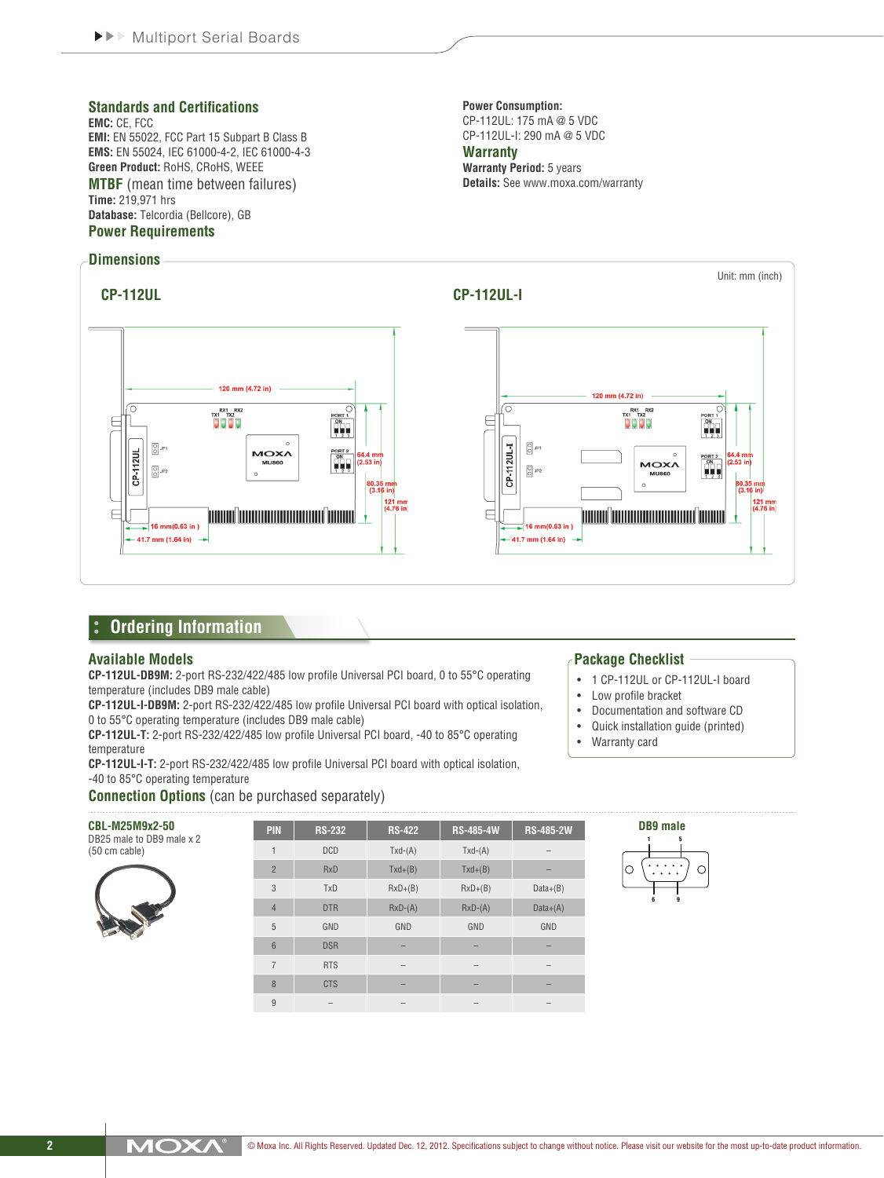## Standards and Certifications

**EMC:** CE, FCC
**EMI:** EN 55022, FCC Part 15 Subpart B Class B
**EMS:** EN 55024, IEC 61000-4-2, IEC 61000-4-3
**Green Product:** RoHS, CRoHS, WEEE

## MTBF (mean time between failures)

**Time:** 219,971 hrs
**Database:** Telcordia (Bellcore), GB

## Power Requirements

**Power Consumption:**
CP-112UL: 175 mA @ 5 VDC
CP-112UL-I: 290 mA @ 5 VDC

## Warranty

**Warranty Period:** 5 years
**Details:** See www.moxa.com/warranty

## Dimensions

Unit: mm (inch)

### CP-112UL

120 mm (4.72 in)
64.4 mm (2.53 in)
80.35 mm (3.16 in)
121 mm (4.76 in)
16 mm(0.63 in)
41.7 mm (1.64 in)

### CP-112UL-I

120 mm (4.72 in)
64.4 mm (2.53 in)
80.35 mm (3.16 in)
121 mm (4.76 in)
16 mm(0.63 in)
41.7 mm (1.64 in)

# Ordering Information

## Available Models

**CP-112UL-DB9M:** 2-port RS-232/422/485 low profile Universal PCI board, 0 to 55°C operating temperature (includes DB9 male cable)
**CP-112UL-I-DB9M:** 2-port RS-232/422/485 low profile Universal PCI board with optical isolation, 0 to 55°C operating temperature (includes DB9 male cable)
**CP-112UL-T:** 2-port RS-232/422/485 low profile Universal PCI board, -40 to 85°C operating temperature
**CP-112UL-I-T:** 2-port RS-232/422/485 low profile Universal PCI board with optical isolation, -40 to 85°C operating temperature

## Package Checklist

- 1 CP-112UL or CP-112UL-I board
- Low profile bracket
- Documentation and software CD
- Quick installation guide (printed)
- Warranty card

## Connection Options (can be purchased separately)

**CBL-M25M9x2-50**
DB25 male to DB9 male x 2
(50 cm cable)

| PIN | RS-232 | RS-422 | RS-485-4W | RS-485-2W |
|---|---|---|---|---|
| 1 | DCD | Txd-(A) | Txd-(A) | – |
| 2 | RxD | Txd+(B) | Txd+(B) | – |
| 3 | TxD | RxD+(B) | RxD+(B) | Data+(B) |
| 4 | DTR | RxD-(A) | RxD-(A) | Data+(A) |
| 5 | GND | GND | GND | GND |
| 6 | DSR | – | – | – |
| 7 | RTS | – | – | – |
| 8 | CTS | – | – | – |
| 9 | – | – | – | – |

**DB9 male**

1 5
6 9

© Moxa Inc. All Rights Reserved. Updated Dec. 12, 2012. Specifications subject to change without notice. Please visit our website for the most up-to-date product information.